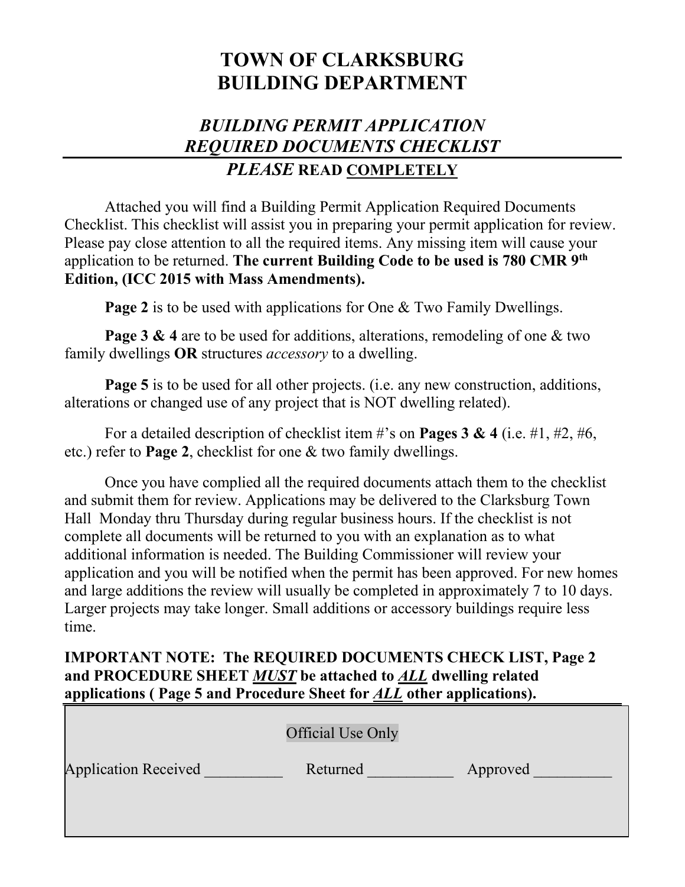# TOWN OF CLARKSBURG
# BUILDING DEPARTMENT

## *BUILDING PERMIT APPLICATION*
## *REQUIRED DOCUMENTS CHECKLIST*

### *PLEASE* READ COMPLETELY

Attached you will find a Building Permit Application Required Documents Checklist. This checklist will assist you in preparing your permit application for review. Please pay close attention to all the required items. Any missing item will cause your application to be returned. **The current Building Code to be used is 780 CMR 9th Edition, (ICC 2015 with Mass Amendments).**

**Page 2** is to be used with applications for One & Two Family Dwellings.

**Page 3 & 4** are to be used for additions, alterations, remodeling of one & two family dwellings **OR** structures *accessory* to a dwelling.

**Page 5** is to be used for all other projects. (i.e. any new construction, additions, alterations or changed use of any project that is NOT dwelling related).

For a detailed description of checklist item #'s on **Pages 3 & 4** (i.e. #1, #2, #6, etc.) refer to **Page 2**, checklist for one & two family dwellings.

Once you have complied all the required documents attach them to the checklist and submit them for review. Applications may be delivered to the Clarksburg Town Hall Monday thru Thursday during regular business hours. If the checklist is not complete all documents will be returned to you with an explanation as to what additional information is needed. The Building Commissioner will review your application and you will be notified when the permit has been approved. For new homes and large additions the review will usually be completed in approximately 7 to 10 days. Larger projects may take longer. Small additions or accessory buildings require less time.

**IMPORTANT NOTE: The REQUIRED DOCUMENTS CHECK LIST, Page 2 and PROCEDURE SHEET *MUST* be attached to *ALL* dwelling related applications ( Page 5 and Procedure Sheet for *ALL* other applications).**

Official Use Only

Application Received __________ Returned ___________ Approved __________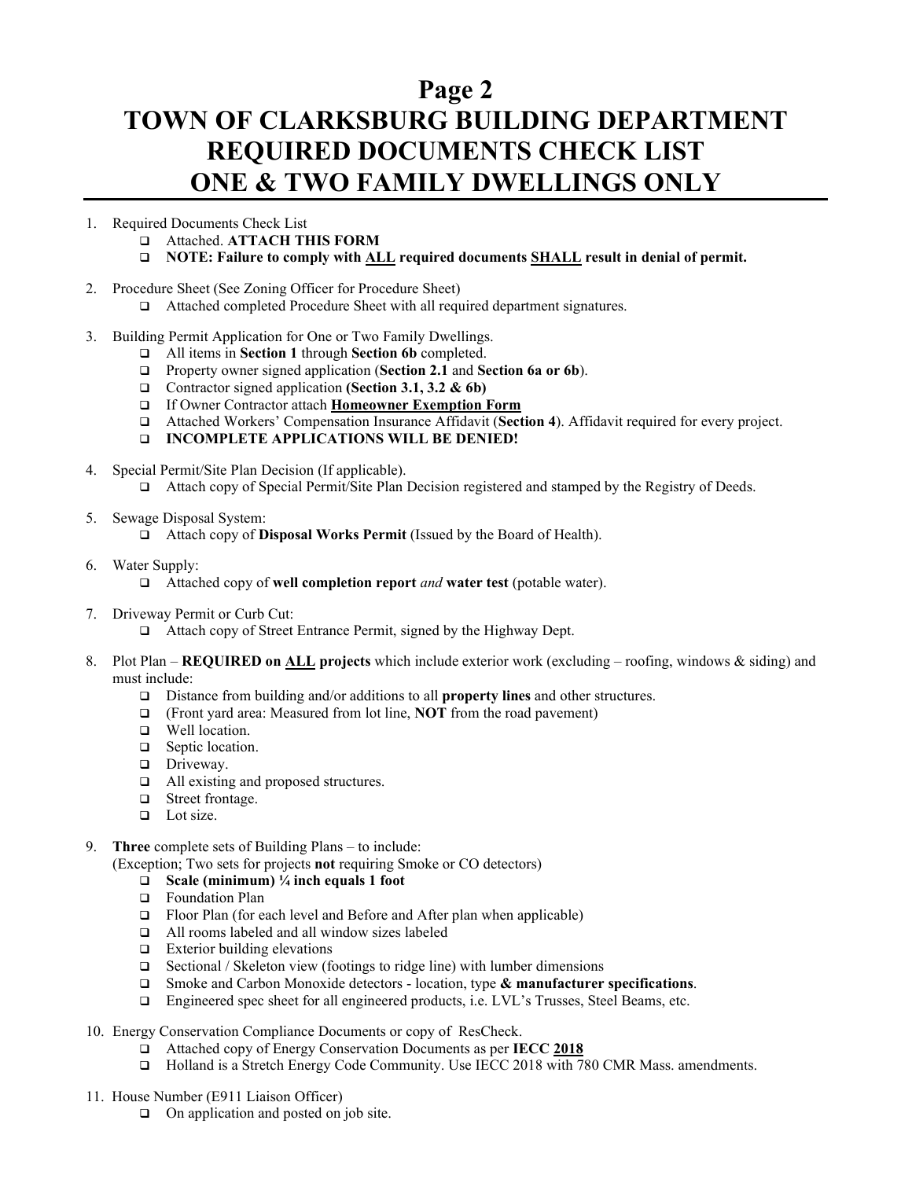# Page 2
# TOWN OF CLARKSBURG BUILDING DEPARTMENT
# REQUIRED DOCUMENTS CHECK LIST
# ONE & TWO FAMILY DWELLINGS ONLY

1. Required Documents Check List
   - ❑ Attached. **ATTACH THIS FORM**
   - ❑ **NOTE: Failure to comply with ALL required documents SHALL result in denial of permit.**

2. Procedure Sheet (See Zoning Officer for Procedure Sheet)
   - ❑ Attached completed Procedure Sheet with all required department signatures.

3. Building Permit Application for One or Two Family Dwellings.
   - ❑ All items in **Section 1** through **Section 6b** completed.
   - ❑ Property owner signed application (**Section 2.1** and **Section 6a or 6b**).
   - ❑ Contractor signed application **(Section 3.1, 3.2 & 6b)**
   - ❑ If Owner Contractor attach **Homeowner Exemption Form**
   - ❑ Attached Workers' Compensation Insurance Affidavit (**Section 4**). Affidavit required for every project.
   - ❑ **INCOMPLETE APPLICATIONS WILL BE DENIED!**

4. Special Permit/Site Plan Decision (If applicable).
   - ❑ Attach copy of Special Permit/Site Plan Decision registered and stamped by the Registry of Deeds.

5. Sewage Disposal System:
   - ❑ Attach copy of **Disposal Works Permit** (Issued by the Board of Health).

6. Water Supply:
   - ❑ Attached copy of **well completion report** *and* **water test** (potable water).

7. Driveway Permit or Curb Cut:
   - ❑ Attach copy of Street Entrance Permit, signed by the Highway Dept.

8. Plot Plan – **REQUIRED on ALL projects** which include exterior work (excluding – roofing, windows & siding) and must include:
   - ❑ Distance from building and/or additions to all **property lines** and other structures.
   - ❑ (Front yard area: Measured from lot line, **NOT** from the road pavement)
   - ❑ Well location.
   - ❑ Septic location.
   - ❑ Driveway.
   - ❑ All existing and proposed structures.
   - ❑ Street frontage.
   - ❑ Lot size.

9. **Three** complete sets of Building Plans – to include:
   (Exception; Two sets for projects **not** requiring Smoke or CO detectors)
   - ❑ **Scale (minimum) ¼ inch equals 1 foot**
   - ❑ Foundation Plan
   - ❑ Floor Plan (for each level and Before and After plan when applicable)
   - ❑ All rooms labeled and all window sizes labeled
   - ❑ Exterior building elevations
   - ❑ Sectional / Skeleton view (footings to ridge line) with lumber dimensions
   - ❑ Smoke and Carbon Monoxide detectors - location, type **& manufacturer specifications**.
   - ❑ Engineered spec sheet for all engineered products, i.e. LVL's Trusses, Steel Beams, etc.

10. Energy Conservation Compliance Documents or copy of ResCheck.
    - ❑ Attached copy of Energy Conservation Documents as per **IECC 2018**
    - ❑ Holland is a Stretch Energy Code Community. Use IECC 2018 with 780 CMR Mass. amendments.

11. House Number (E911 Liaison Officer)
    - ❑ On application and posted on job site.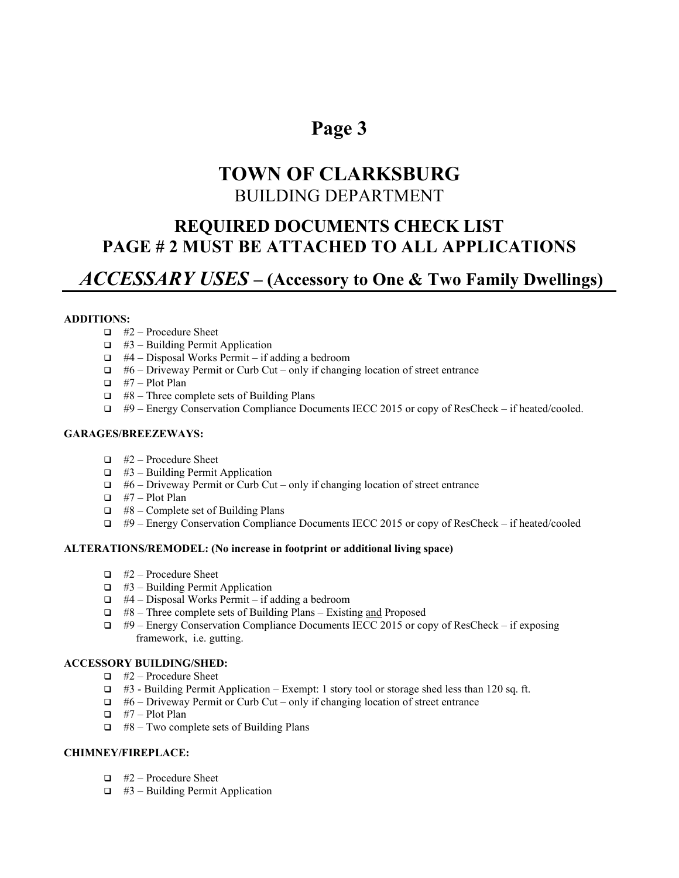# Page 3

# TOWN OF CLARKSBURG

## BUILDING DEPARTMENT

## REQUIRED DOCUMENTS CHECK LIST
## PAGE # 2 MUST BE ATTACHED TO ALL APPLICATIONS

## *ACCESSARY USES* – (Accessory to One & Two Family Dwellings)

**ADDITIONS:**

- ❑ #2 – Procedure Sheet
- ❑ #3 – Building Permit Application
- ❑ #4 – Disposal Works Permit – if adding a bedroom
- ❑ #6 – Driveway Permit or Curb Cut – only if changing location of street entrance
- ❑ #7 – Plot Plan
- ❑ #8 – Three complete sets of Building Plans
- ❑ #9 – Energy Conservation Compliance Documents IECC 2015 or copy of ResCheck – if heated/cooled.

**GARAGES/BREEZEWAYS:**

- ❑ #2 – Procedure Sheet
- ❑ #3 – Building Permit Application
- ❑ #6 – Driveway Permit or Curb Cut – only if changing location of street entrance
- ❑ #7 – Plot Plan
- ❑ #8 – Complete set of Building Plans
- ❑ #9 – Energy Conservation Compliance Documents IECC 2015 or copy of ResCheck – if heated/cooled

**ALTERATIONS/REMODEL: (No increase in footprint or additional living space)**

- ❑ #2 – Procedure Sheet
- ❑ #3 – Building Permit Application
- ❑ #4 – Disposal Works Permit – if adding a bedroom
- ❑ #8 – Three complete sets of Building Plans – Existing <u>and</u> Proposed
- ❑ #9 – Energy Conservation Compliance Documents IECC 2015 or copy of ResCheck – if exposing framework, i.e. gutting.

**ACCESSORY BUILDING/SHED:**

- ❑ #2 - Procedure Sheet
- ❑ #3 - Building Permit Application – Exempt: 1 story tool or storage shed less than 120 sq. ft.
- ❑ #6 – Driveway Permit or Curb Cut – only if changing location of street entrance
- ❑ #7 – Plot Plan
- ❑ #8 – Two complete sets of Building Plans

**CHIMNEY/FIREPLACE:**

- ❑ #2 – Procedure Sheet
- ❑ #3 – Building Permit Application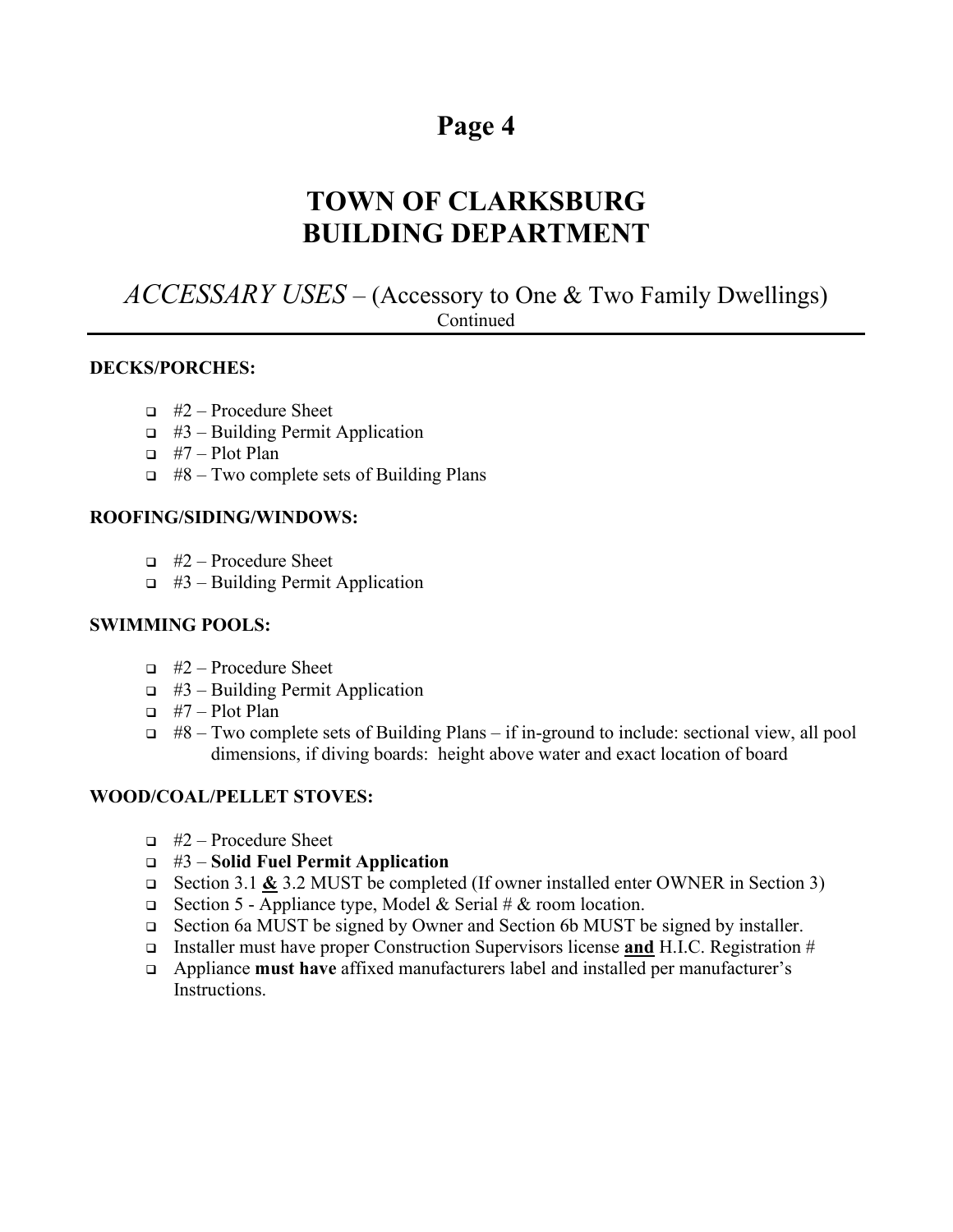# Page 4

# TOWN OF CLARKSBURG
# BUILDING DEPARTMENT

## *ACCESSARY USES* – (Accessory to One & Two Family Dwellings)

Continued

**DECKS/PORCHES:**

- #2 – Procedure Sheet
- #3 – Building Permit Application
- #7 – Plot Plan
- #8 – Two complete sets of Building Plans

**ROOFING/SIDING/WINDOWS:**

- #2 – Procedure Sheet
- #3 – Building Permit Application

**SWIMMING POOLS:**

- #2 – Procedure Sheet
- #3 – Building Permit Application
- #7 – Plot Plan
- #8 – Two complete sets of Building Plans – if in-ground to include: sectional view, all pool dimensions, if diving boards: height above water and exact location of board

**WOOD/COAL/PELLET STOVES:**

- #2 – Procedure Sheet
- #3 – **Solid Fuel Permit Application**
- Section 3.1 **<u>&</u>** 3.2 MUST be completed (If owner installed enter OWNER in Section 3)
- Section 5 - Appliance type, Model & Serial # & room location.
- Section 6a MUST be signed by Owner and Section 6b MUST be signed by installer.
- Installer must have proper Construction Supervisors license **<u>and</u>** H.I.C. Registration #
- Appliance **must have** affixed manufacturers label and installed per manufacturer's Instructions.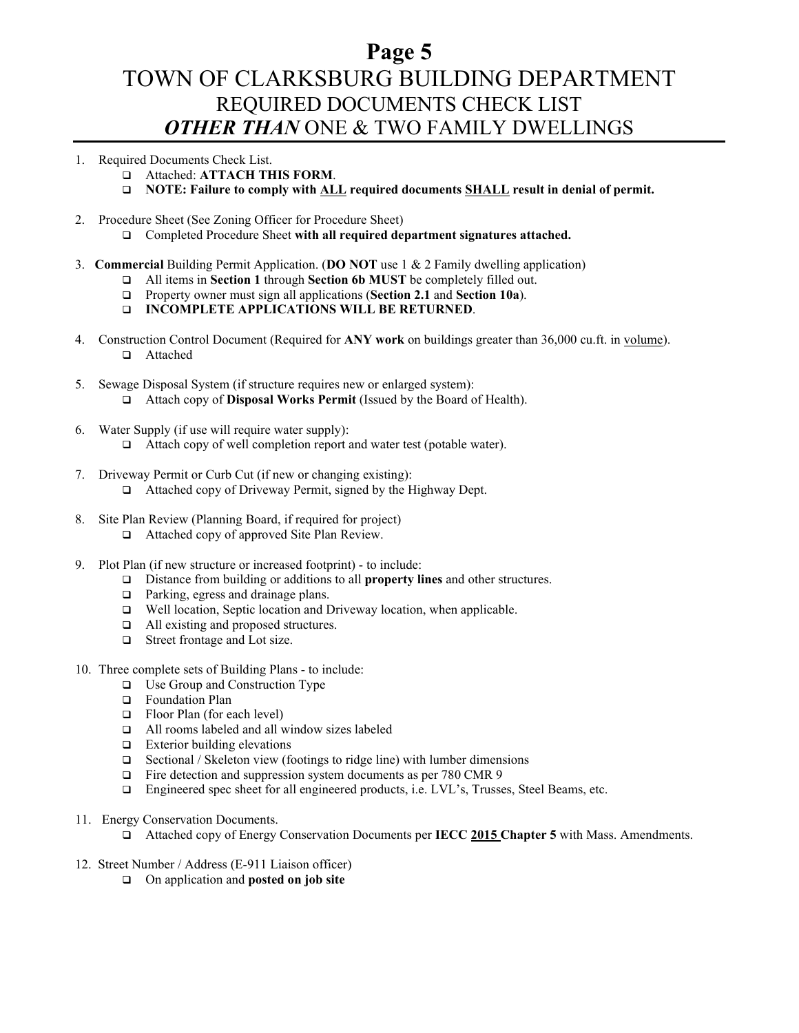# TOWN OF CLARKSBURG BUILDING DEPARTMENT

## REQUIRED DOCUMENTS CHECK LIST

## ***OTHER THAN*** ONE & TWO FAMILY DWELLINGS

1. Required Documents Check List.
   - ❑ Attached: **ATTACH THIS FORM**.
   - ❑ **NOTE: Failure to comply with <u>ALL</u> required documents <u>SHALL</u> result in denial of permit.**

2. Procedure Sheet (See Zoning Officer for Procedure Sheet)
   - ❑ Completed Procedure Sheet **with all required department signatures attached.**

3. **Commercial** Building Permit Application. (**DO NOT** use 1 & 2 Family dwelling application)
   - ❑ All items in **Section 1** through **Section 6b MUST** be completely filled out.
   - ❑ Property owner must sign all applications (**Section 2.1** and **Section 10a**).
   - ❑ **INCOMPLETE APPLICATIONS WILL BE RETURNED**.

4. Construction Control Document (Required for **ANY work** on buildings greater than 36,000 cu.ft. in <u>volume</u>).
   - ❑ Attached

5. Sewage Disposal System (if structure requires new or enlarged system):
   - ❑ Attach copy of **Disposal Works Permit** (Issued by the Board of Health).

6. Water Supply (if use will require water supply):
   - ❑ Attach copy of well completion report and water test (potable water).

7. Driveway Permit or Curb Cut (if new or changing existing):
   - ❑ Attached copy of Driveway Permit, signed by the Highway Dept.

8. Site Plan Review (Planning Board, if required for project)
   - ❑ Attached copy of approved Site Plan Review.

9. Plot Plan (if new structure or increased footprint) - to include:
   - ❑ Distance from building or additions to all **property lines** and other structures.
   - ❑ Parking, egress and drainage plans.
   - ❑ Well location, Septic location and Driveway location, when applicable.
   - ❑ All existing and proposed structures.
   - ❑ Street frontage and Lot size.

10. Three complete sets of Building Plans - to include:
    - ❑ Use Group and Construction Type
    - ❑ Foundation Plan
    - ❑ Floor Plan (for each level)
    - ❑ All rooms labeled and all window sizes labeled
    - ❑ Exterior building elevations
    - ❑ Sectional / Skeleton view (footings to ridge line) with lumber dimensions
    - ❑ Fire detection and suppression system documents as per 780 CMR 9
    - ❑ Engineered spec sheet for all engineered products, i.e. LVL's, Trusses, Steel Beams, etc.

11. Energy Conservation Documents.
    - ❑ Attached copy of Energy Conservation Documents per **IECC <u>2015</u> Chapter 5** with Mass. Amendments.

12. Street Number / Address (E-911 Liaison officer)
    - ❑ On application and **posted on job site**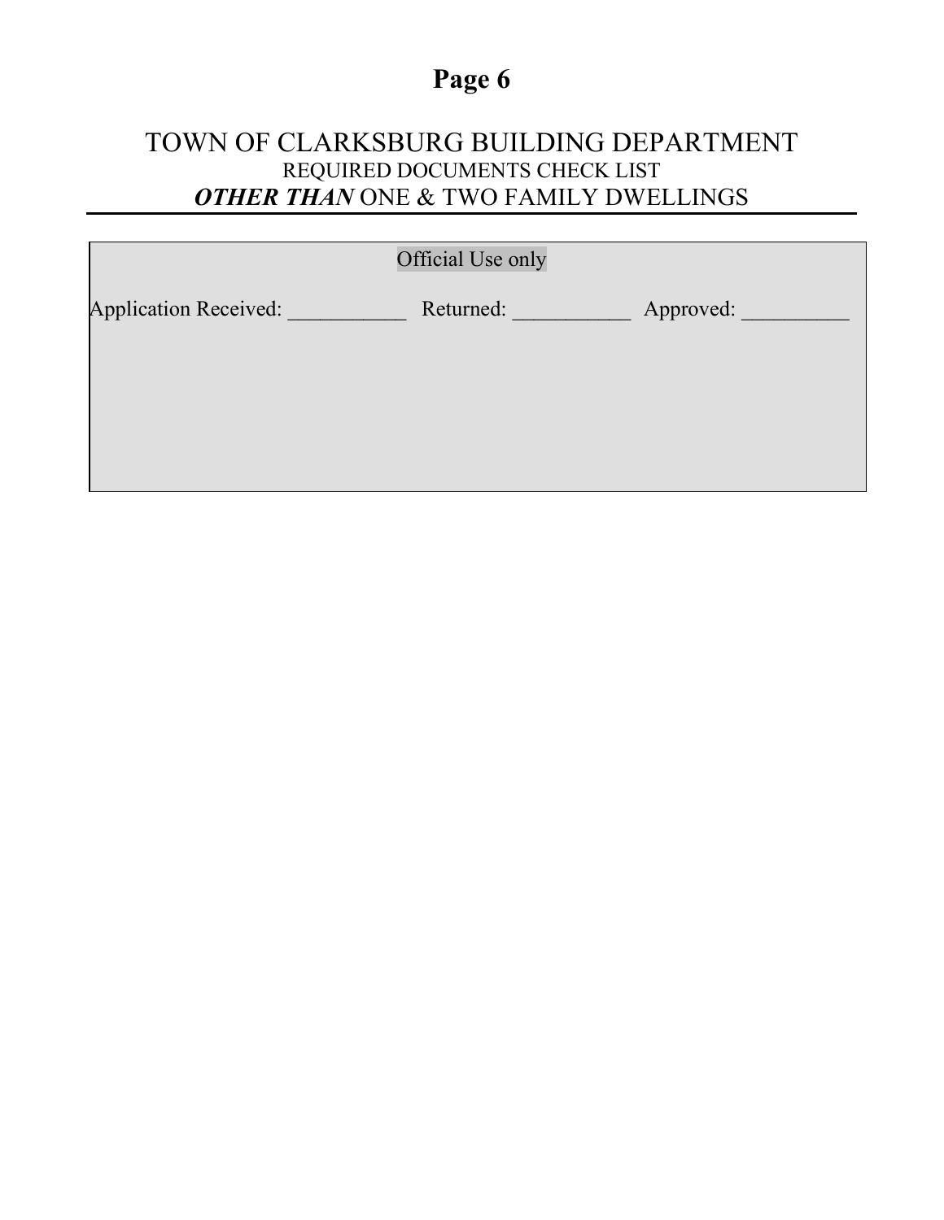# TOWN OF CLARKSBURG BUILDING DEPARTMENT

REQUIRED DOCUMENTS CHECK LIST

***OTHER THAN*** ONE & TWO FAMILY DWELLINGS

Official Use only

Application Received: ___________ Returned: ___________ Approved: __________